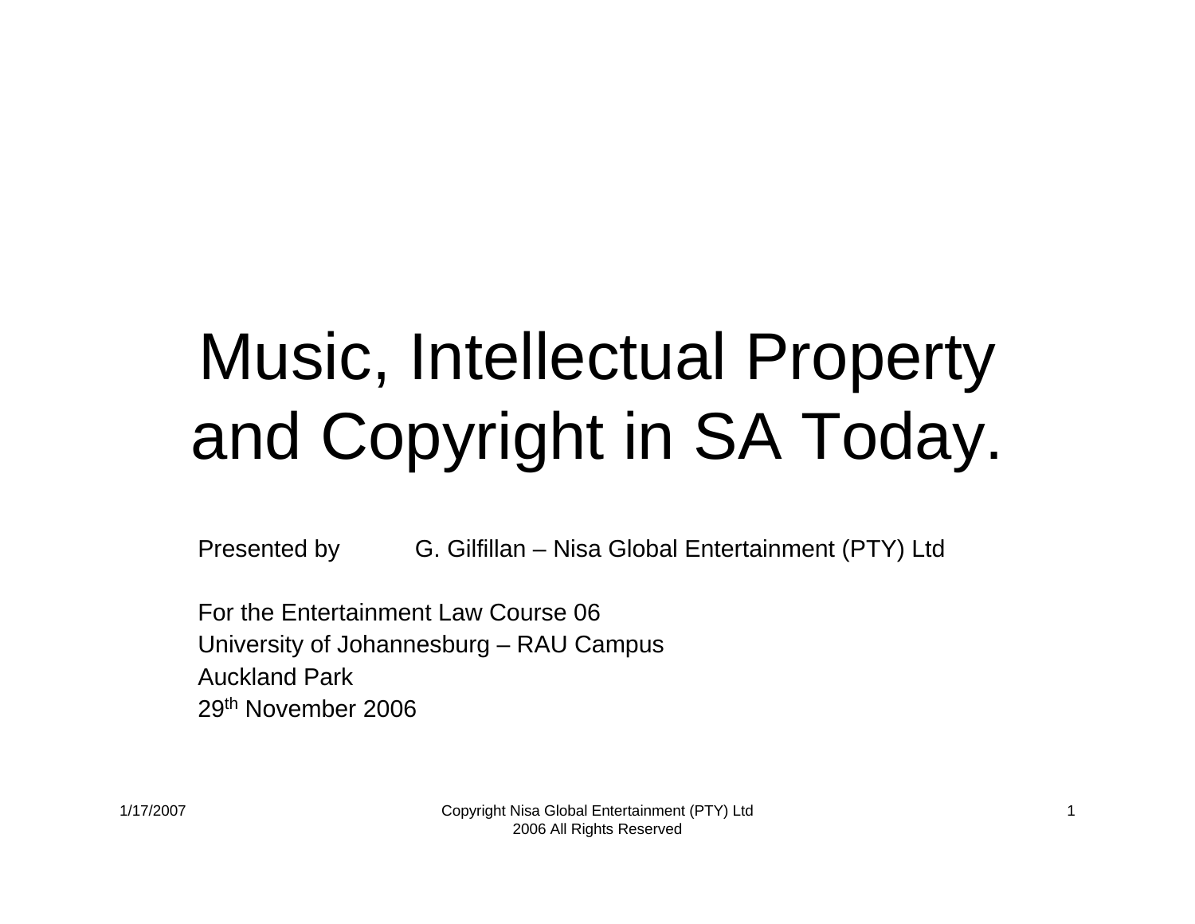# Music, Intellectual Property and Copyright in SA Today.

Presented by G. Gilfillan – Nisa Global Entertainment (PTY) Ltd

For the Entertainment Law Course 06
University of Johannesburg – RAU Campus
Auckland Park
29th November 2006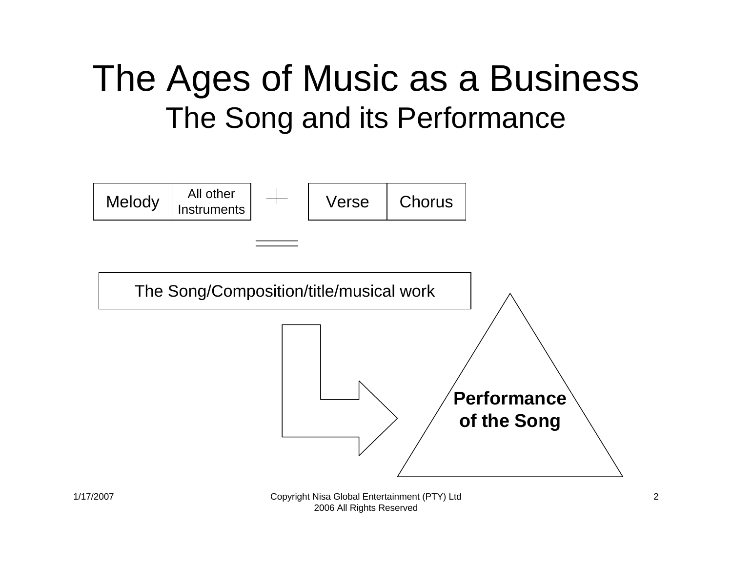# The Ages of Music as a Business

## The Song and its Performance

Melody | All other Instruments + Verse | Chorus

=

The Song/Composition/title/musical work

**Performance of the Song**

Copyright Nisa Global Entertainment (PTY) Ltd 2006 All Rights Reserved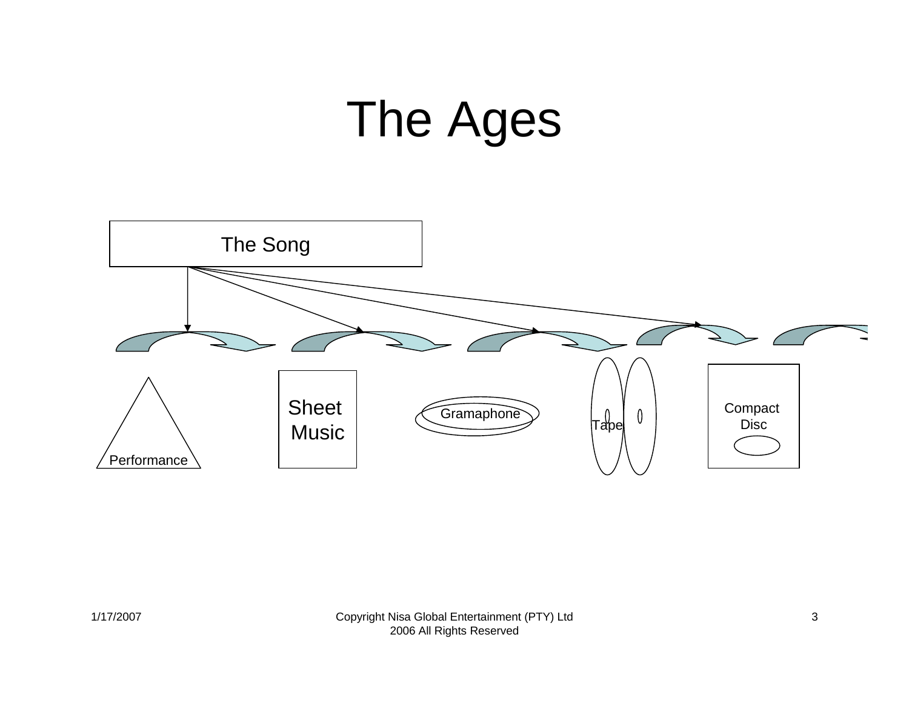# The Ages

The Song

Performance

Sheet Music

Gramaphone

Tape

Compact Disc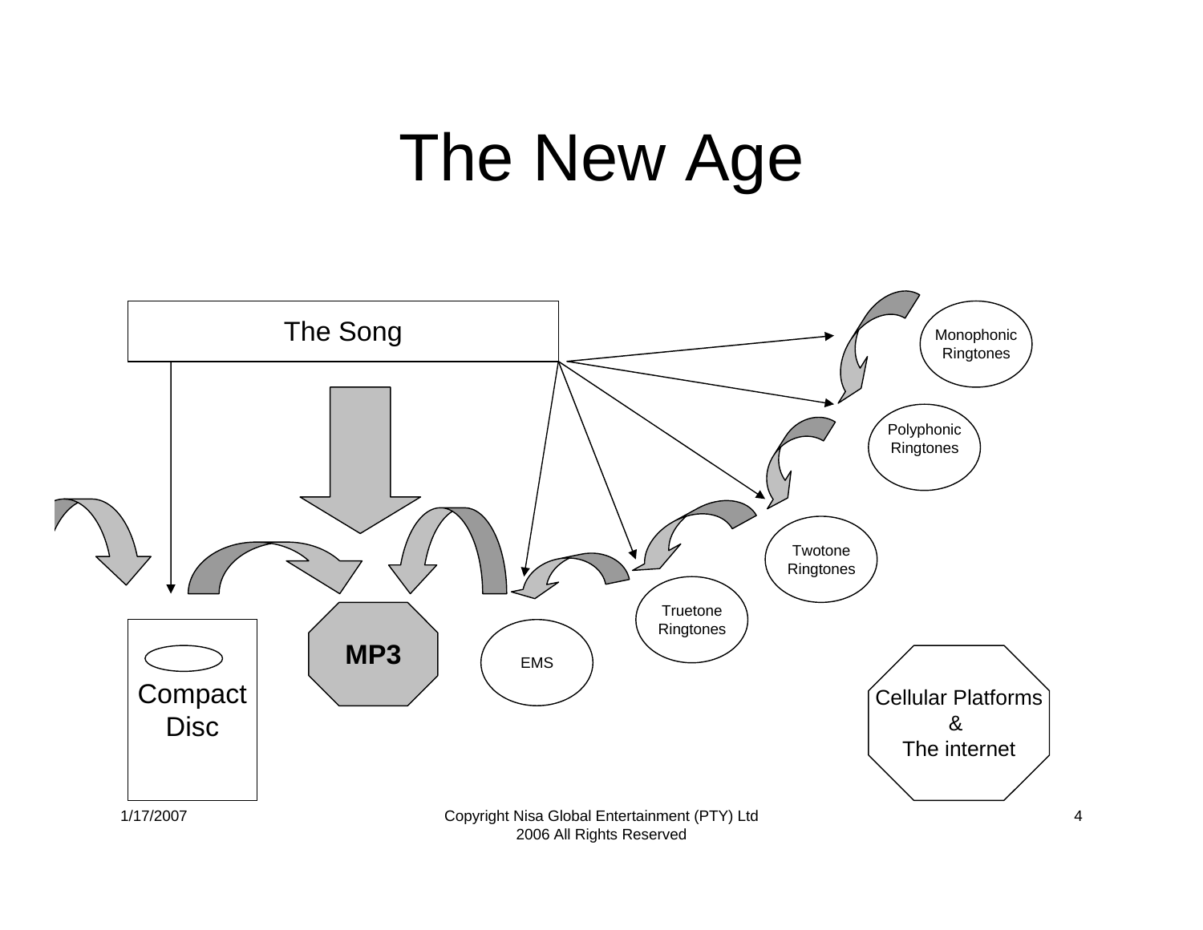# The New Age

The Song

Monophonic Ringtones

Polyphonic Ringtones

Twotone Ringtones

Truetone Ringtones

EMS

MP3

Compact Disc

Cellular Platforms & The internet

1/17/2007

Copyright Nisa Global Entertainment (PTY) Ltd 2006 All Rights Reserved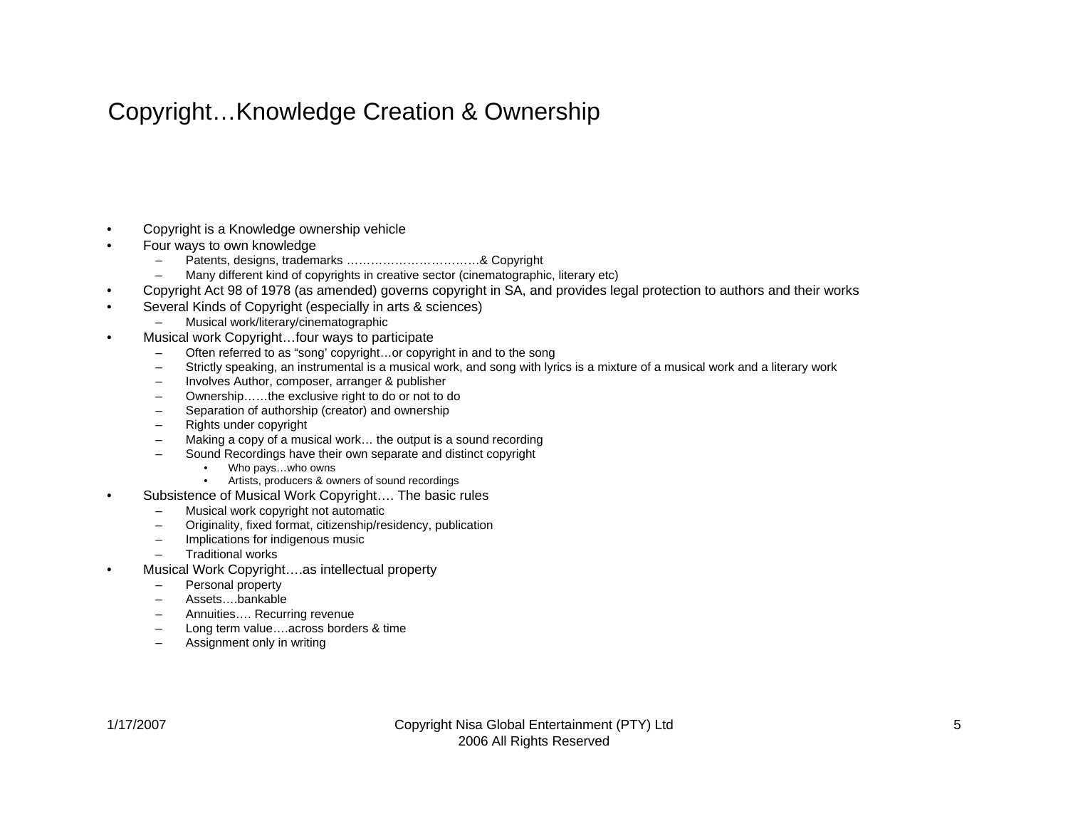# Copyright…Knowledge Creation & Ownership

- Copyright is a Knowledge ownership vehicle
- Four ways to own knowledge
  - Patents, designs, trademarks ……………………………& Copyright
  - Many different kind of copyrights in creative sector (cinematographic, literary etc)
- Copyright Act 98 of 1978 (as amended) governs copyright in SA, and provides legal protection to authors and their works
- Several Kinds of Copyright (especially in arts & sciences)
  - Musical work/literary/cinematographic
- Musical work Copyright…four ways to participate
  - Often referred to as "song' copyright…or copyright in and to the song
  - Strictly speaking, an instrumental is a musical work, and song with lyrics is a mixture of a musical work and a literary work
  - Involves Author, composer, arranger & publisher
  - Ownership……the exclusive right to do or not to do
  - Separation of authorship (creator) and ownership
  - Rights under copyright
  - Making a copy of a musical work… the output is a sound recording
  - Sound Recordings have their own separate and distinct copyright
    - Who pays…who owns
    - Artists, producers & owners of sound recordings
- Subsistence of Musical Work Copyright…. The basic rules
  - Musical work copyright not automatic
  - Originality, fixed format, citizenship/residency, publication
  - Implications for indigenous music
  - Traditional works
- Musical Work Copyright….as intellectual property
  - Personal property
  - Assets….bankable
  - Annuities…. Recurring revenue
  - Long term value….across borders & time
  - Assignment only in writing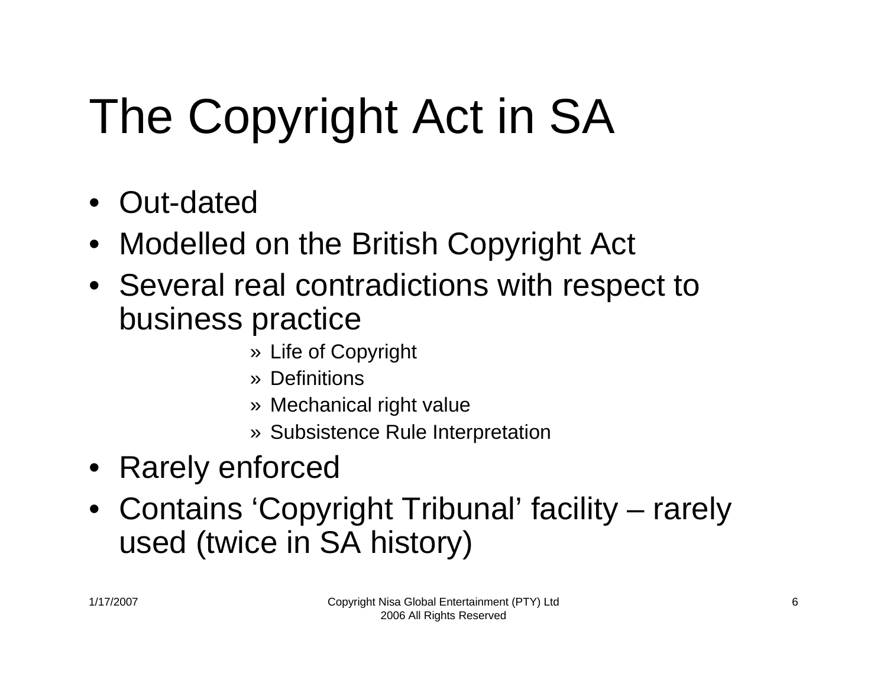# The Copyright Act in SA

- Out-dated
- Modelled on the British Copyright Act
- Several real contradictions with respect to business practice
  - » Life of Copyright
  - » Definitions
  - » Mechanical right value
  - » Subsistence Rule Interpretation
- Rarely enforced
- Contains 'Copyright Tribunal' facility – rarely used (twice in SA history)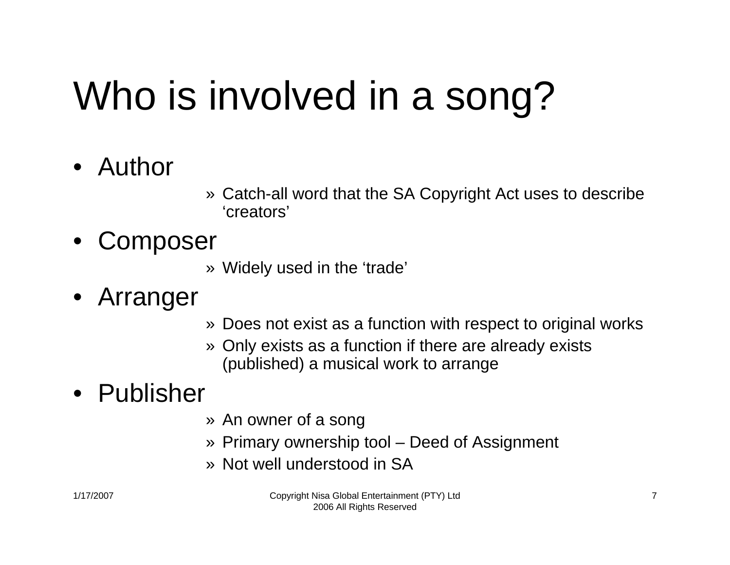# Who is involved in a song?

- Author
  - » Catch-all word that the SA Copyright Act uses to describe 'creators'
- Composer
  - » Widely used in the 'trade'
- Arranger
  - » Does not exist as a function with respect to original works
  - » Only exists as a function if there are already exists (published) a musical work to arrange
- Publisher
  - » An owner of a song
  - » Primary ownership tool – Deed of Assignment
  - » Not well understood in SA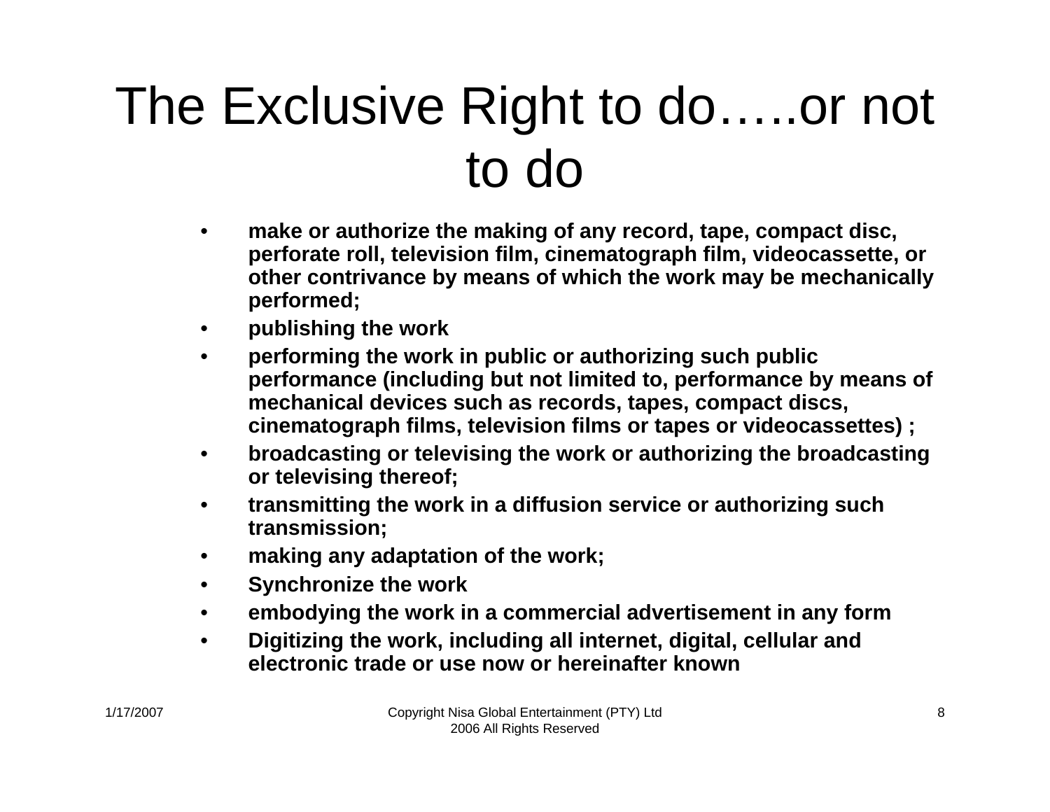# The Exclusive Right to do…..or not to do

- **make or authorize the making of any record, tape, compact disc, perforate roll, television film, cinematograph film, videocassette, or other contrivance by means of which the work may be mechanically performed;**
- **publishing the work**
- **performing the work in public or authorizing such public performance (including but not limited to, performance by means of mechanical devices such as records, tapes, compact discs, cinematograph films, television films or tapes or videocassettes) ;**
- **broadcasting or televising the work or authorizing the broadcasting or televising thereof;**
- **transmitting the work in a diffusion service or authorizing such transmission;**
- **making any adaptation of the work;**
- **Synchronize the work**
- **embodying the work in a commercial advertisement in any form**
- **Digitizing the work, including all internet, digital, cellular and electronic trade or use now or hereinafter known**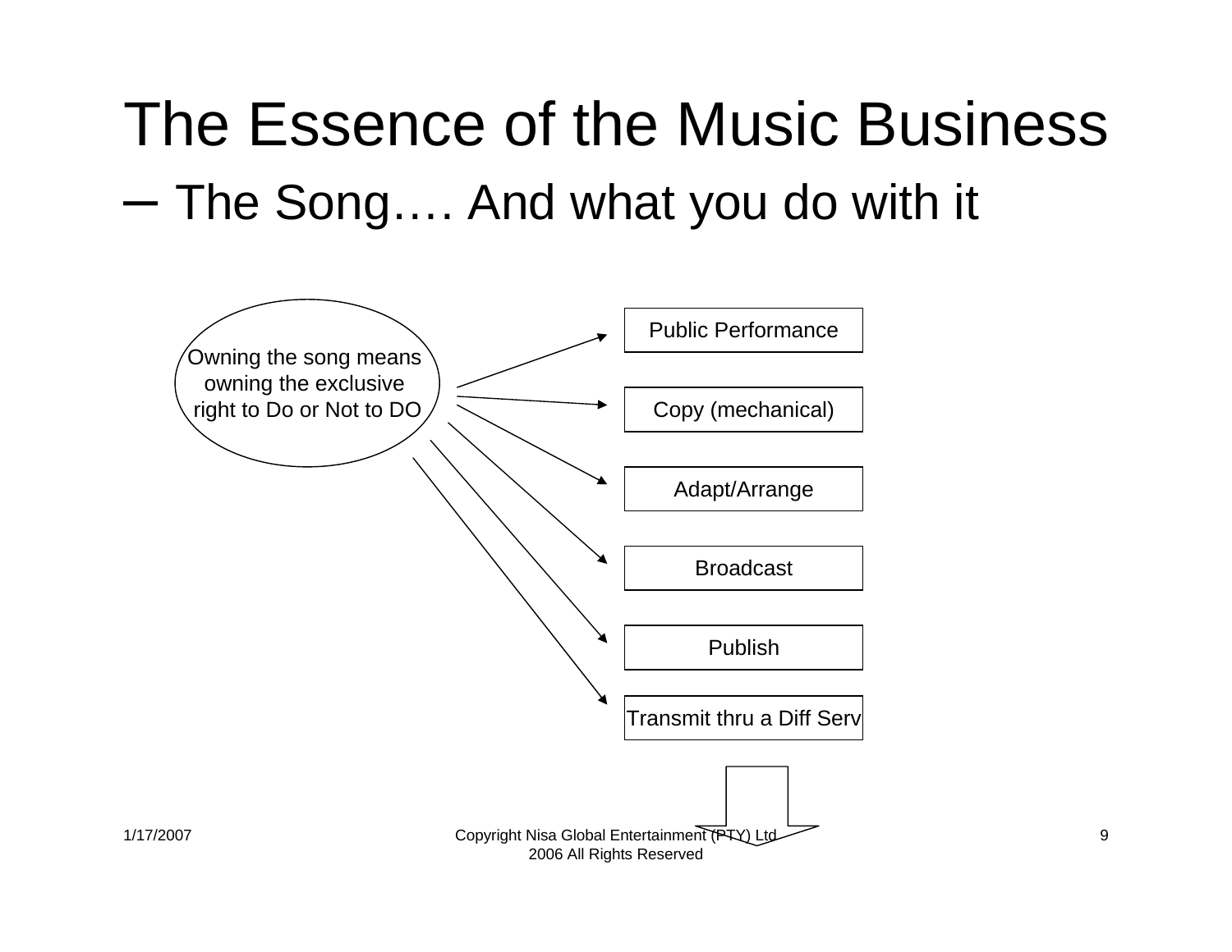# The Essence of the Music Business

– The Song…. And what you do with it

Owning the song means owning the exclusive right to Do or Not to DO

- Public Performance
- Copy (mechanical)
- Adapt/Arrange
- Broadcast
- Publish
- Transmit thru a Diff Serv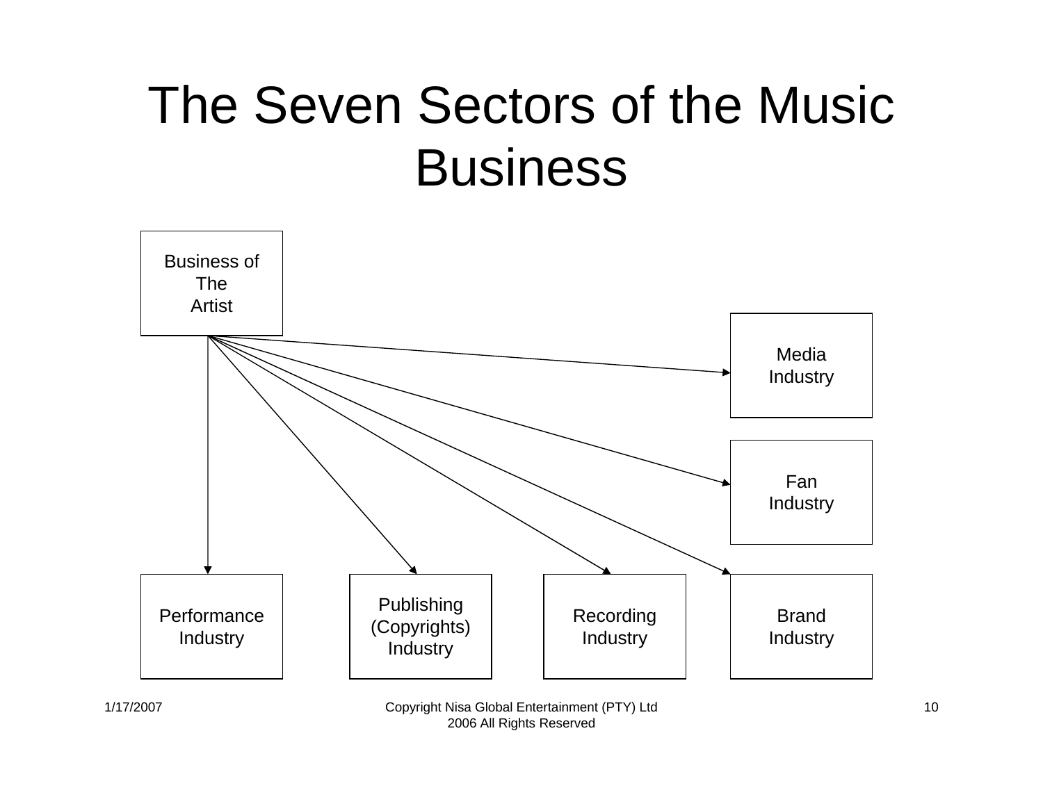# The Seven Sectors of the Music Business

Business of The Artist

Media Industry

Fan Industry

Performance Industry

Publishing (Copyrights) Industry

Recording Industry

Brand Industry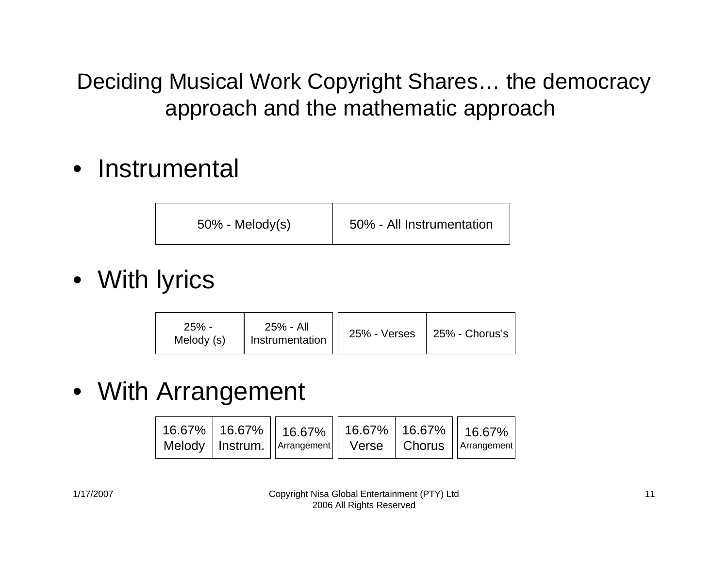# Deciding Musical Work Copyright Shares… the democracy approach and the mathematic approach

- Instrumental

| 50% - Melody(s) | 50% - All Instrumentation |
|---|---|

- With lyrics

| 25% - Melody (s) | 25% - All Instrumentation | 25% - Verses | 25% - Chorus's |
|---|---|---|---|

- With Arrangement

| 16.67% Melody | 16.67% Instrum. | 16.67% Arrangement | 16.67% Verse | 16.67% Chorus | 16.67% Arrangement |
|---|---|---|---|---|---|

1/17/2007

Copyright Nisa Global Entertainment (PTY) Ltd 2006 All Rights Reserved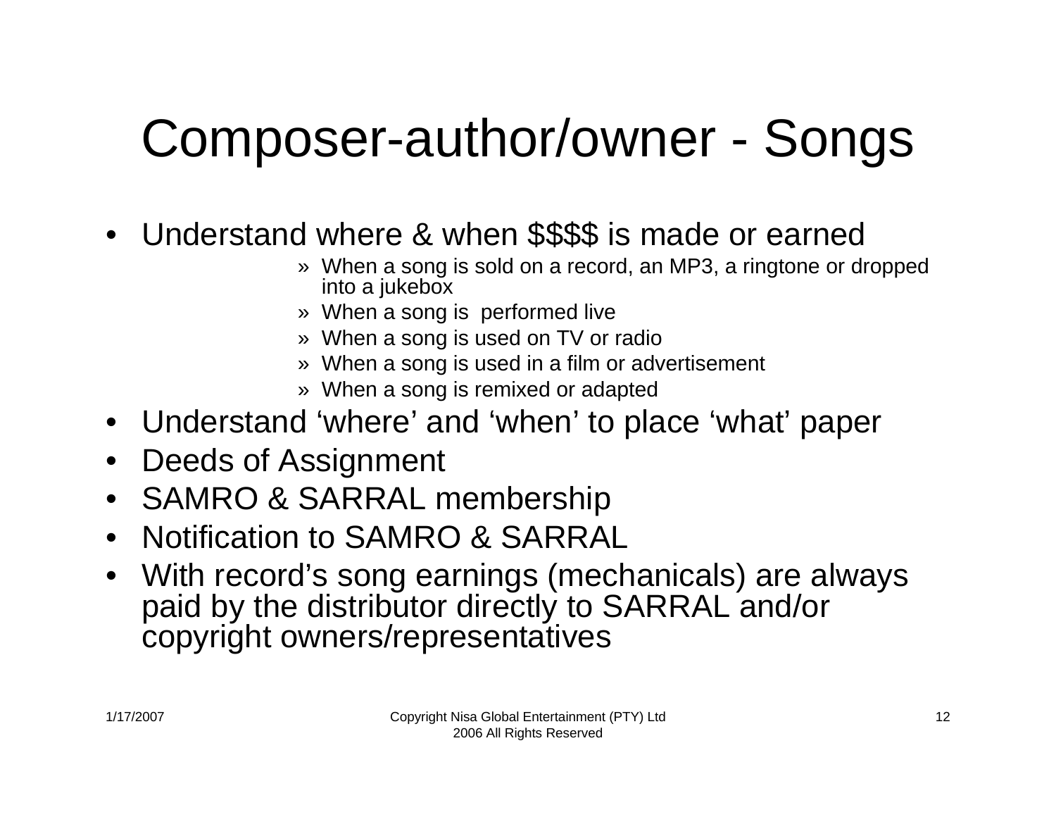# Composer-author/owner - Songs

- Understand where & when $$$$ is made or earned
  - » When a song is sold on a record, an MP3, a ringtone or dropped into a jukebox
  - » When a song is performed live
  - » When a song is used on TV or radio
  - » When a song is used in a film or advertisement
  - » When a song is remixed or adapted
- Understand 'where' and 'when' to place 'what' paper
- Deeds of Assignment
- SAMRO & SARRAL membership
- Notification to SAMRO & SARRAL
- With record's song earnings (mechanicals) are always paid by the distributor directly to SARRAL and/or copyright owners/representatives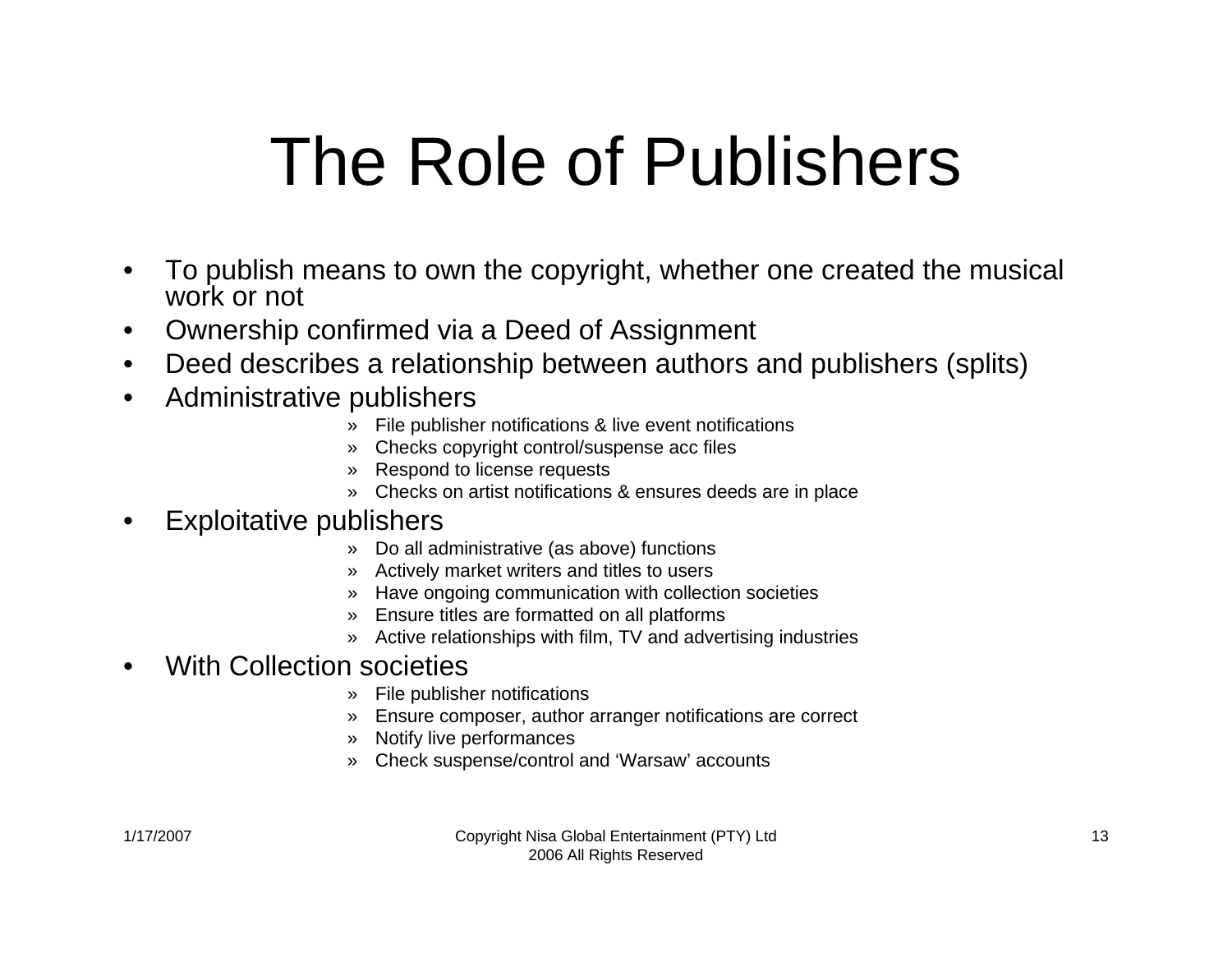# The Role of Publishers

- To publish means to own the copyright, whether one created the musical work or not
- Ownership confirmed via a Deed of Assignment
- Deed describes a relationship between authors and publishers (splits)
- Administrative publishers
  - File publisher notifications & live event notifications
  - Checks copyright control/suspense acc files
  - Respond to license requests
  - Checks on artist notifications & ensures deeds are in place
- Exploitative publishers
  - Do all administrative (as above) functions
  - Actively market writers and titles to users
  - Have ongoing communication with collection societies
  - Ensure titles are formatted on all platforms
  - Active relationships with film, TV and advertising industries
- With Collection societies
  - File publisher notifications
  - Ensure composer, author arranger notifications are correct
  - Notify live performances
  - Check suspense/control and 'Warsaw' accounts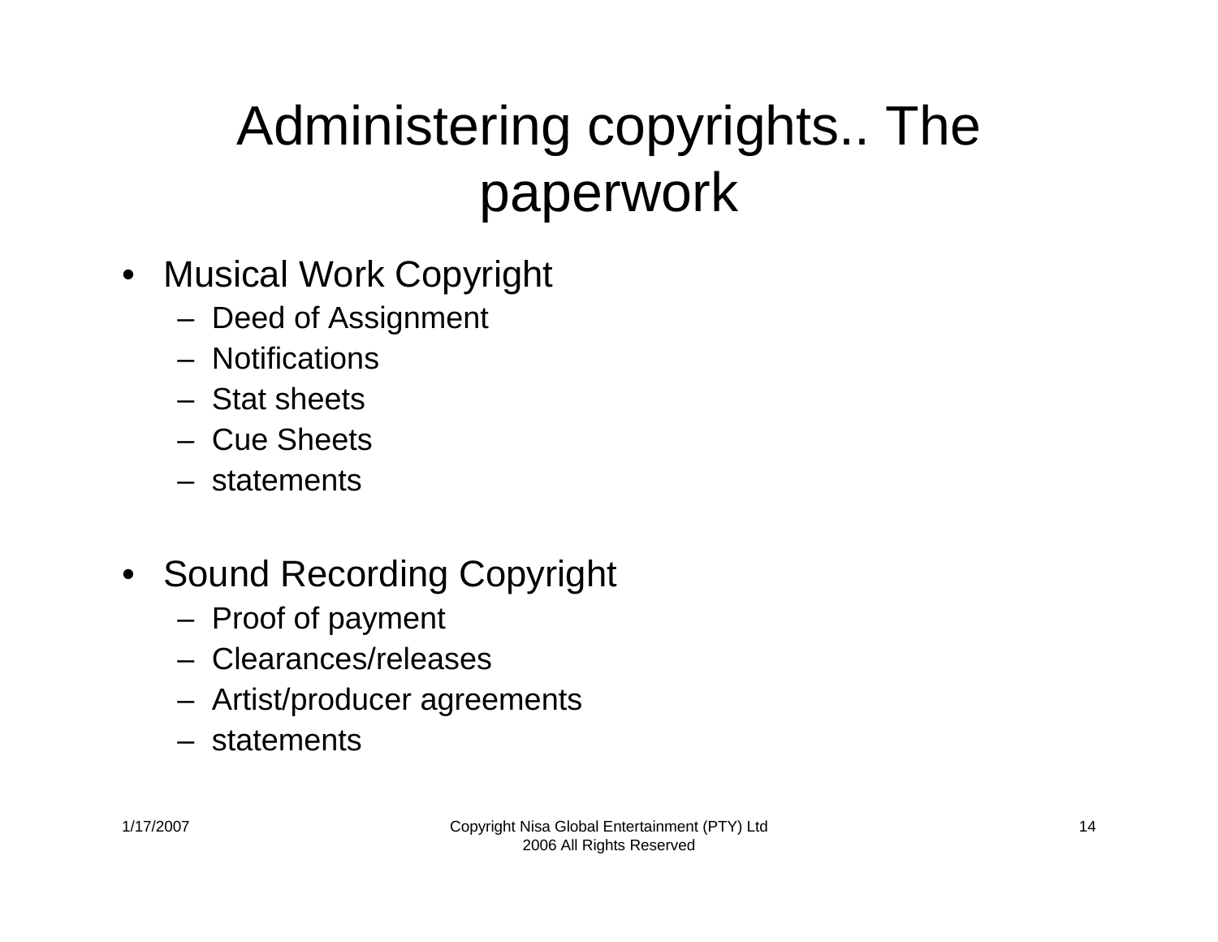# Administering copyrights.. The paperwork

- Musical Work Copyright
  - Deed of Assignment
  - Notifications
  - Stat sheets
  - Cue Sheets
  - statements

- Sound Recording Copyright
  - Proof of payment
  - Clearances/releases
  - Artist/producer agreements
  - statements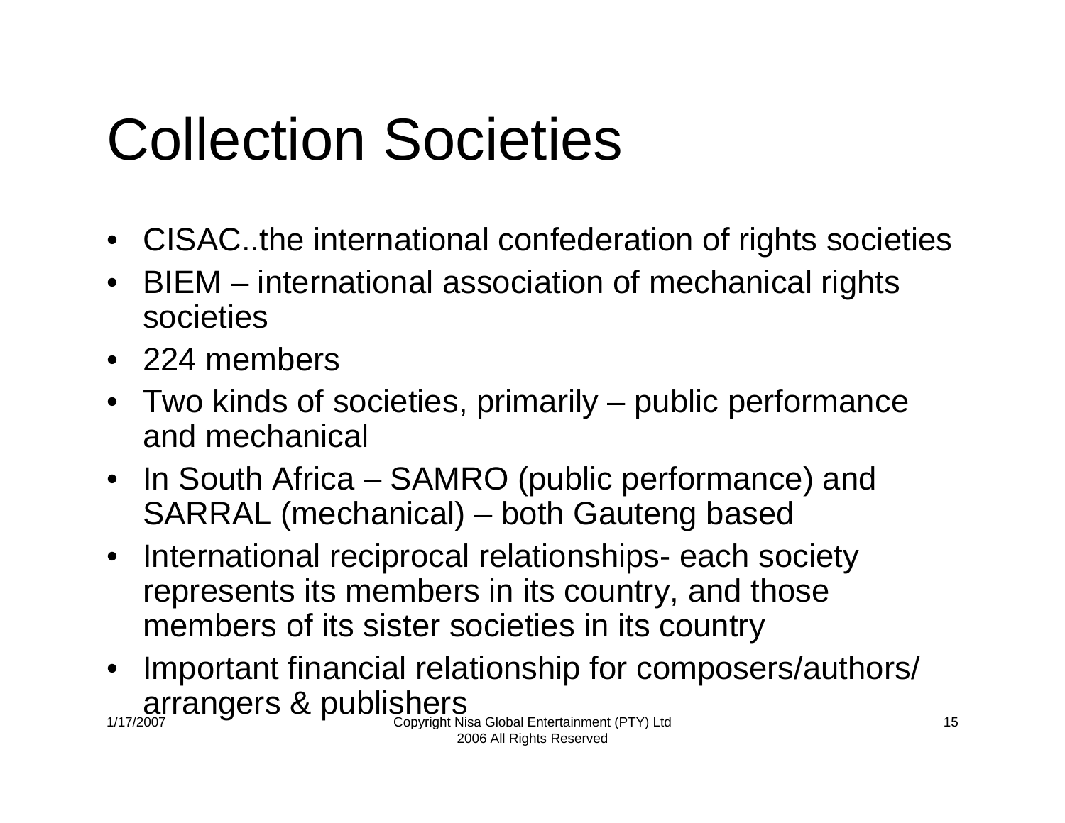# Collection Societies

- CISAC..the international confederation of rights societies
- BIEM – international association of mechanical rights societies
- 224 members
- Two kinds of societies, primarily – public performance and mechanical
- In South Africa – SAMRO (public performance) and SARRAL (mechanical) – both Gauteng based
- International reciprocal relationships- each society represents its members in its country, and those members of its sister societies in its country
- Important financial relationship for composers/authors/ arrangers & publishers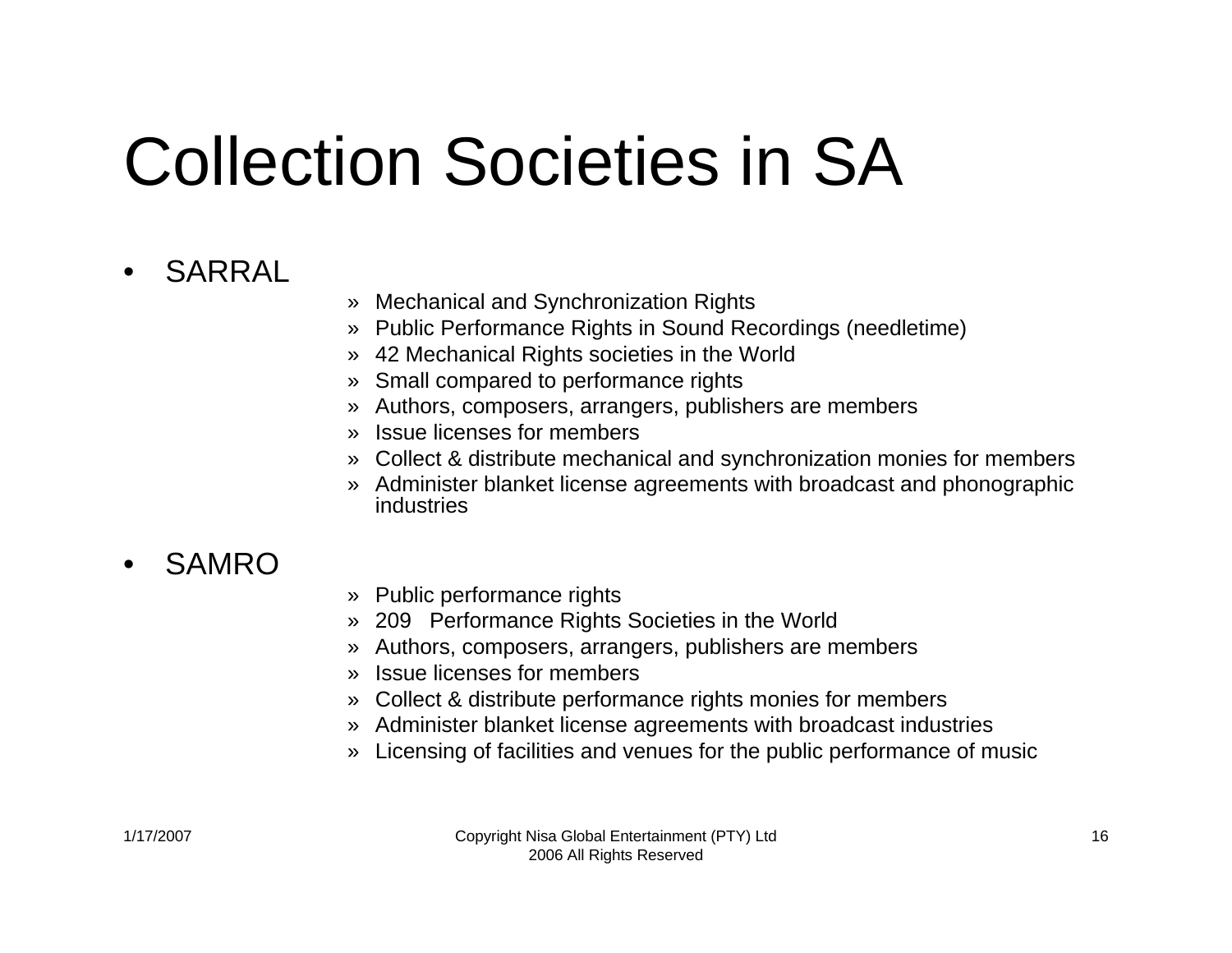# Collection Societies in SA

- SARRAL
  - Mechanical and Synchronization Rights
  - Public Performance Rights in Sound Recordings (needletime)
  - 42 Mechanical Rights societies in the World
  - Small compared to performance rights
  - Authors, composers, arrangers, publishers are members
  - Issue licenses for members
  - Collect & distribute mechanical and synchronization monies for members
  - Administer blanket license agreements with broadcast and phonographic industries

- SAMRO
  - Public performance rights
  - 209 Performance Rights Societies in the World
  - Authors, composers, arrangers, publishers are members
  - Issue licenses for members
  - Collect & distribute performance rights monies for members
  - Administer blanket license agreements with broadcast industries
  - Licensing of facilities and venues for the public performance of music

1/17/2007 Copyright Nisa Global Entertainment (PTY) Ltd 2006 All Rights Reserved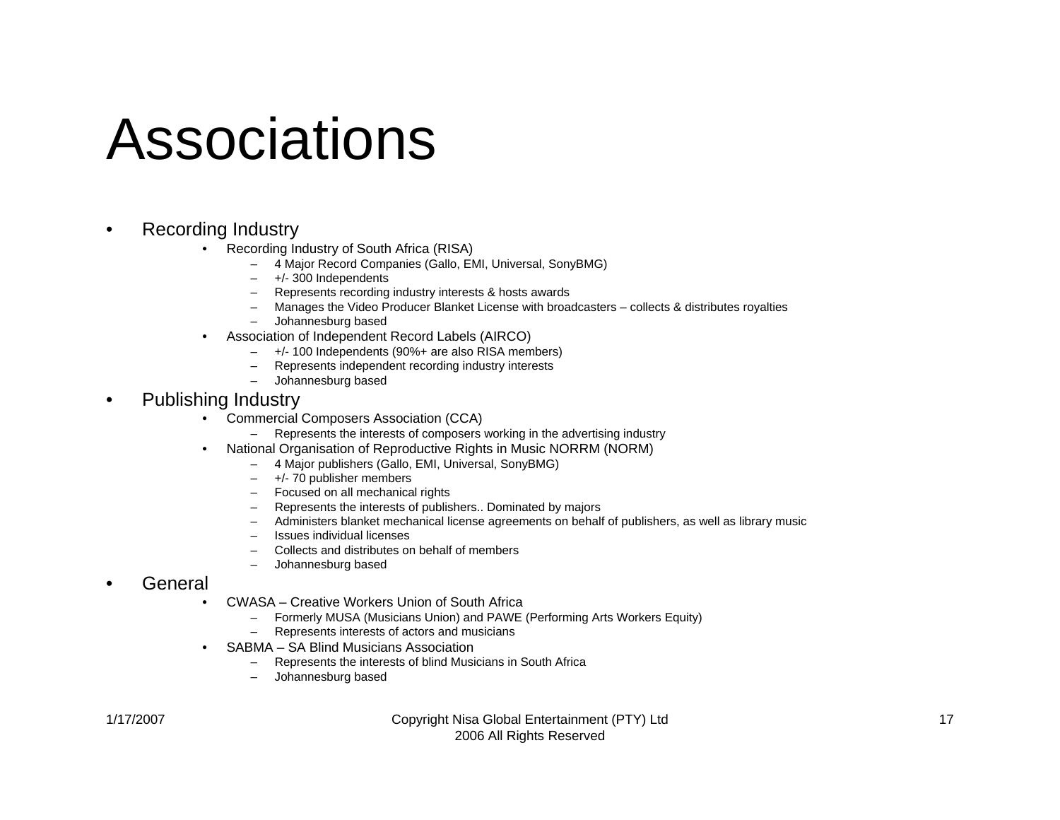# Associations

- Recording Industry
  - Recording Industry of South Africa (RISA)
    - 4 Major Record Companies (Gallo, EMI, Universal, SonyBMG)
    - +/- 300 Independents
    - Represents recording industry interests & hosts awards
    - Manages the Video Producer Blanket License with broadcasters – collects & distributes royalties
    - Johannesburg based
  - Association of Independent Record Labels (AIRCO)
    - +/- 100 Independents (90%+ are also RISA members)
    - Represents independent recording industry interests
    - Johannesburg based
- Publishing Industry
  - Commercial Composers Association (CCA)
    - Represents the interests of composers working in the advertising industry
  - National Organisation of Reproductive Rights in Music NORRM (NORM)
    - 4 Major publishers (Gallo, EMI, Universal, SonyBMG)
    - +/- 70 publisher members
    - Focused on all mechanical rights
    - Represents the interests of publishers.. Dominated by majors
    - Administers blanket mechanical license agreements on behalf of publishers, as well as library music
    - Issues individual licenses
    - Collects and distributes on behalf of members
    - Johannesburg based
- General
  - CWASA – Creative Workers Union of South Africa
    - Formerly MUSA (Musicians Union) and PAWE (Performing Arts Workers Equity)
    - Represents interests of actors and musicians
  - SABMA – SA Blind Musicians Association
    - Represents the interests of blind Musicians in South Africa
    - Johannesburg based

1/17/2007

Copyright Nisa Global Entertainment (PTY) Ltd 2006 All Rights Reserved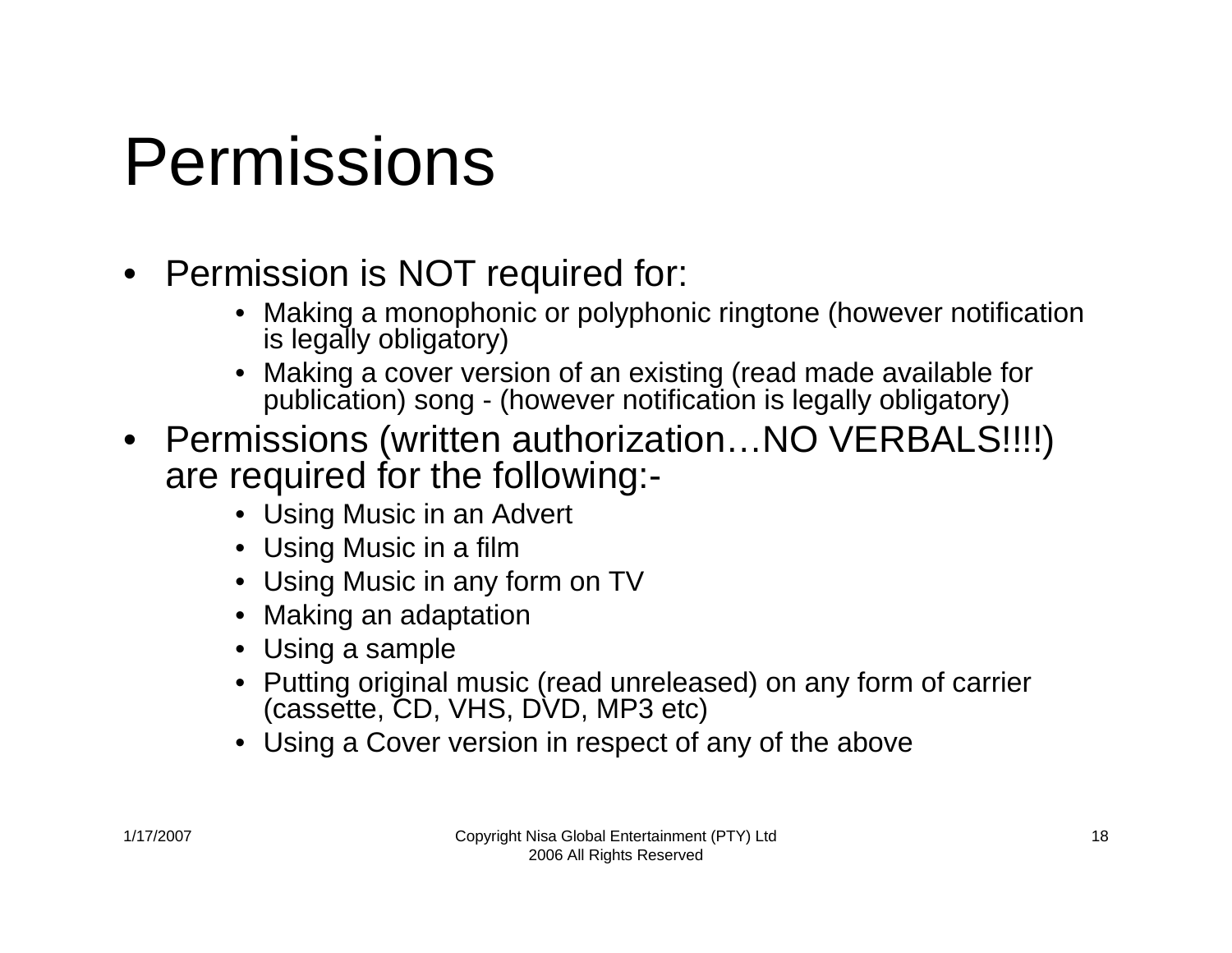# Permissions

- Permission is NOT required for:
    - Making a monophonic or polyphonic ringtone (however notification is legally obligatory)
    - Making a cover version of an existing (read made available for publication) song - (however notification is legally obligatory)
- Permissions (written authorization…NO VERBALS!!!!) are required for the following:-
    - Using Music in an Advert
    - Using Music in a film
    - Using Music in any form on TV
    - Making an adaptation
    - Using a sample
    - Putting original music (read unreleased) on any form of carrier (cassette, CD, VHS, DVD, MP3 etc)
    - Using a Cover version in respect of any of the above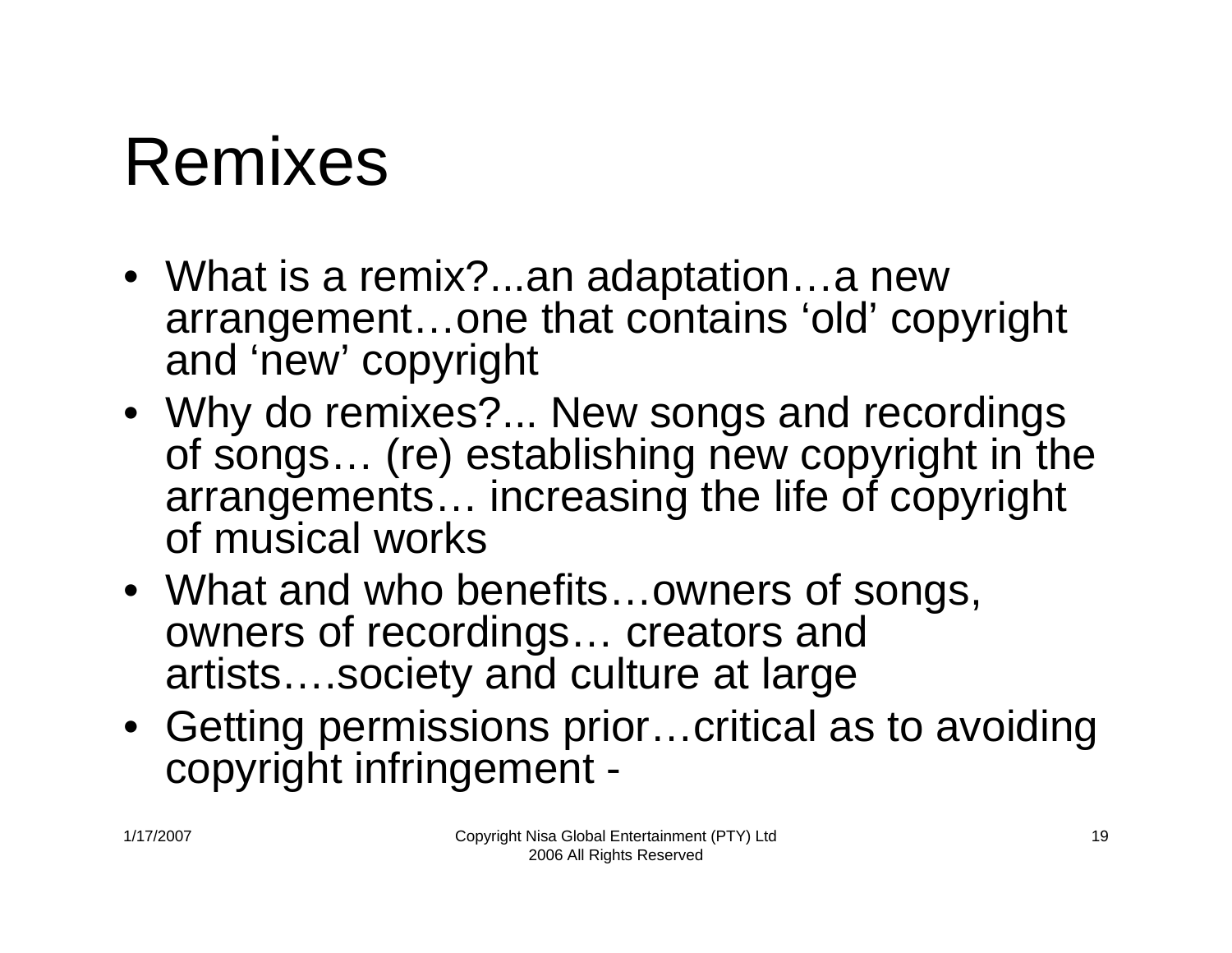# Remixes

- What is a remix?...an adaptation…a new arrangement…one that contains ‘old’ copyright and ‘new’ copyright
- Why do remixes?... New songs and recordings of songs… (re) establishing new copyright in the arrangements… increasing the life of copyright of musical works
- What and who benefits…owners of songs, owners of recordings… creators and artists….society and culture at large
- Getting permissions prior…critical as to avoiding copyright infringement -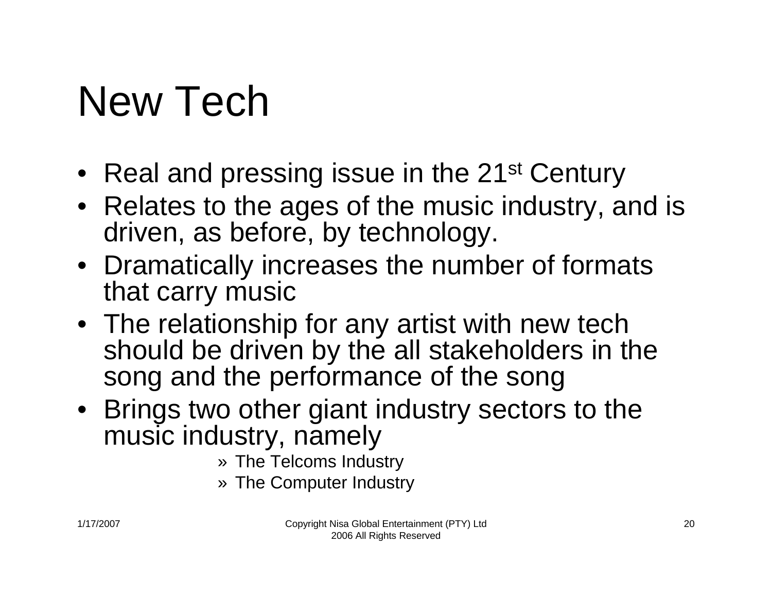# New Tech

- Real and pressing issue in the 21st Century
- Relates to the ages of the music industry, and is driven, as before, by technology.
- Dramatically increases the number of formats that carry music
- The relationship for any artist with new tech should be driven by the all stakeholders in the song and the performance of the song
- Brings two other giant industry sectors to the music industry, namely
  - » The Telcoms Industry
  - » The Computer Industry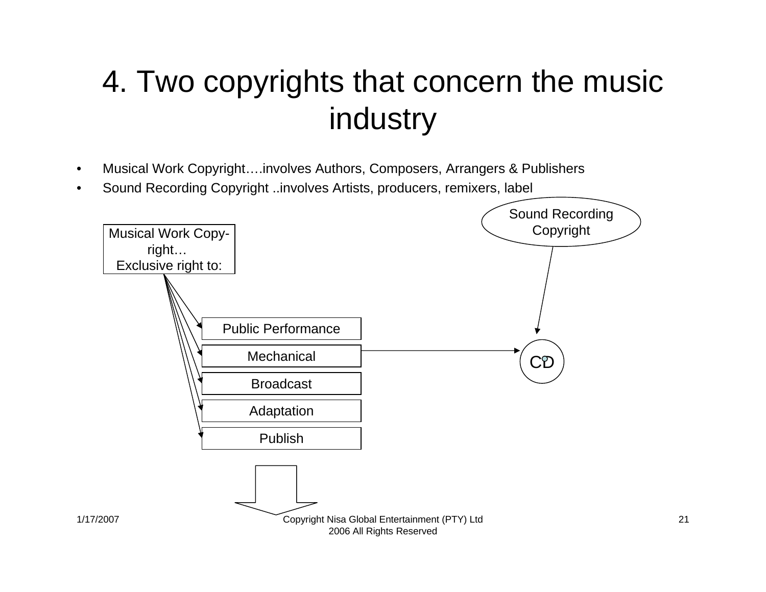# 4. Two copyrights that concern the music industry

- Musical Work Copyright….involves Authors, Composers, Arrangers & Publishers
- Sound Recording Copyright ..involves Artists, producers, remixers, label

Musical Work Copy-right… Exclusive right to:

- Public Performance
- Mechanical
- Broadcast
- Adaptation
- Publish

Sound Recording Copyright

CD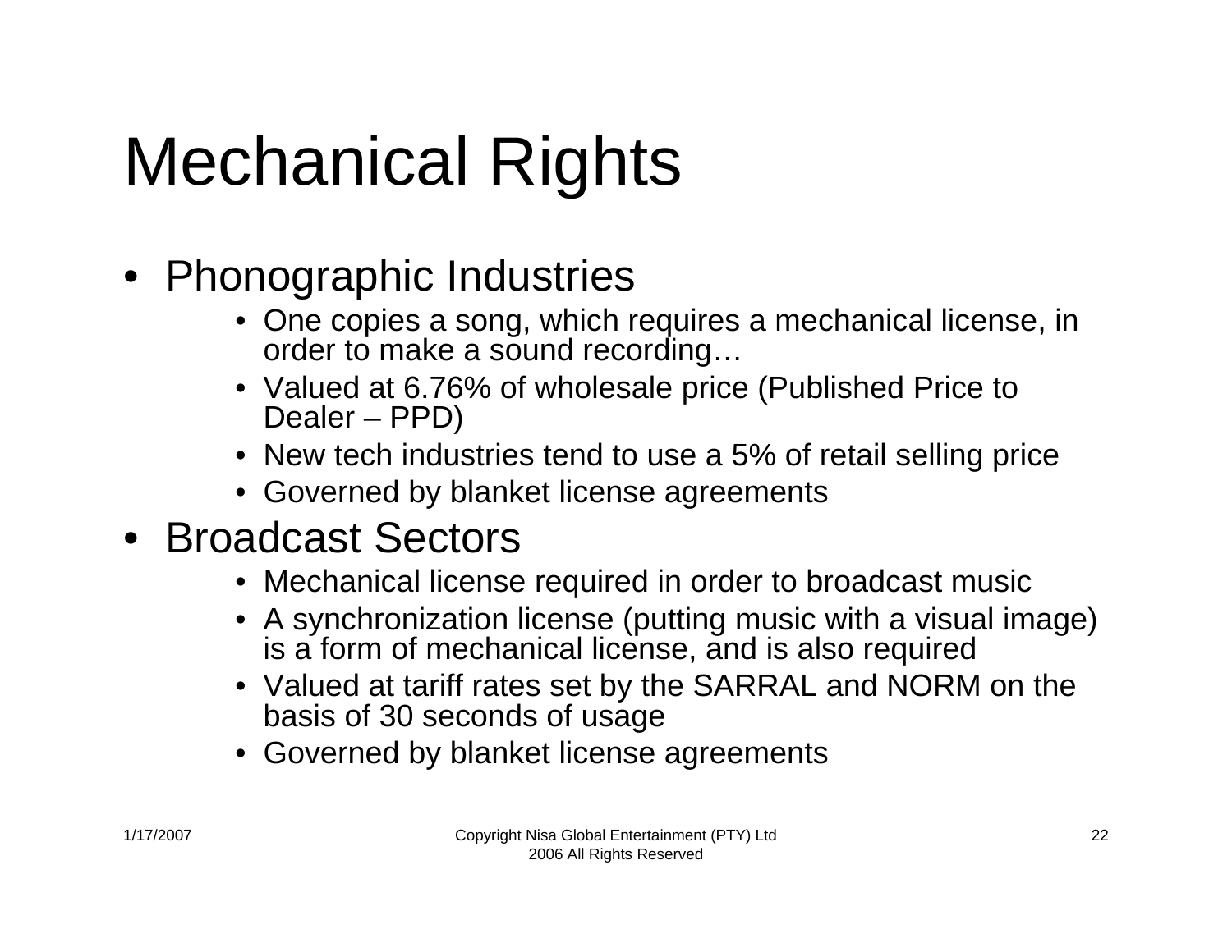# Mechanical Rights

- Phonographic Industries
  - One copies a song, which requires a mechanical license, in order to make a sound recording…
  - Valued at 6.76% of wholesale price (Published Price to Dealer – PPD)
  - New tech industries tend to use a 5% of retail selling price
  - Governed by blanket license agreements
- Broadcast Sectors
  - Mechanical license required in order to broadcast music
  - A synchronization license (putting music with a visual image) is a form of mechanical license, and is also required
  - Valued at tariff rates set by the SARRAL and NORM on the basis of 30 seconds of usage
  - Governed by blanket license agreements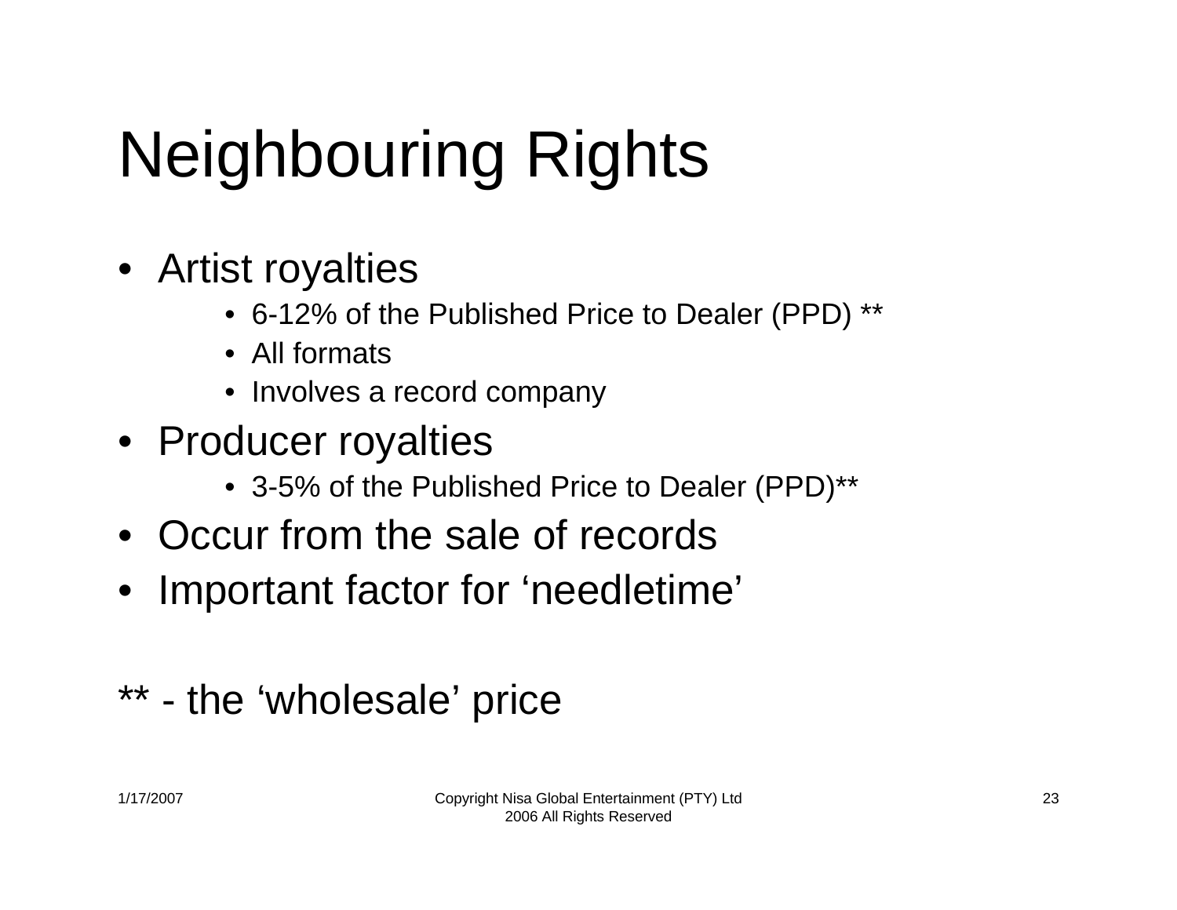# Neighbouring Rights

- Artist royalties
  - 6-12% of the Published Price to Dealer (PPD) **
  - All formats
  - Involves a record company
- Producer royalties
  - 3-5% of the Published Price to Dealer (PPD)**
- Occur from the sale of records
- Important factor for 'needletime'

** - the 'wholesale' price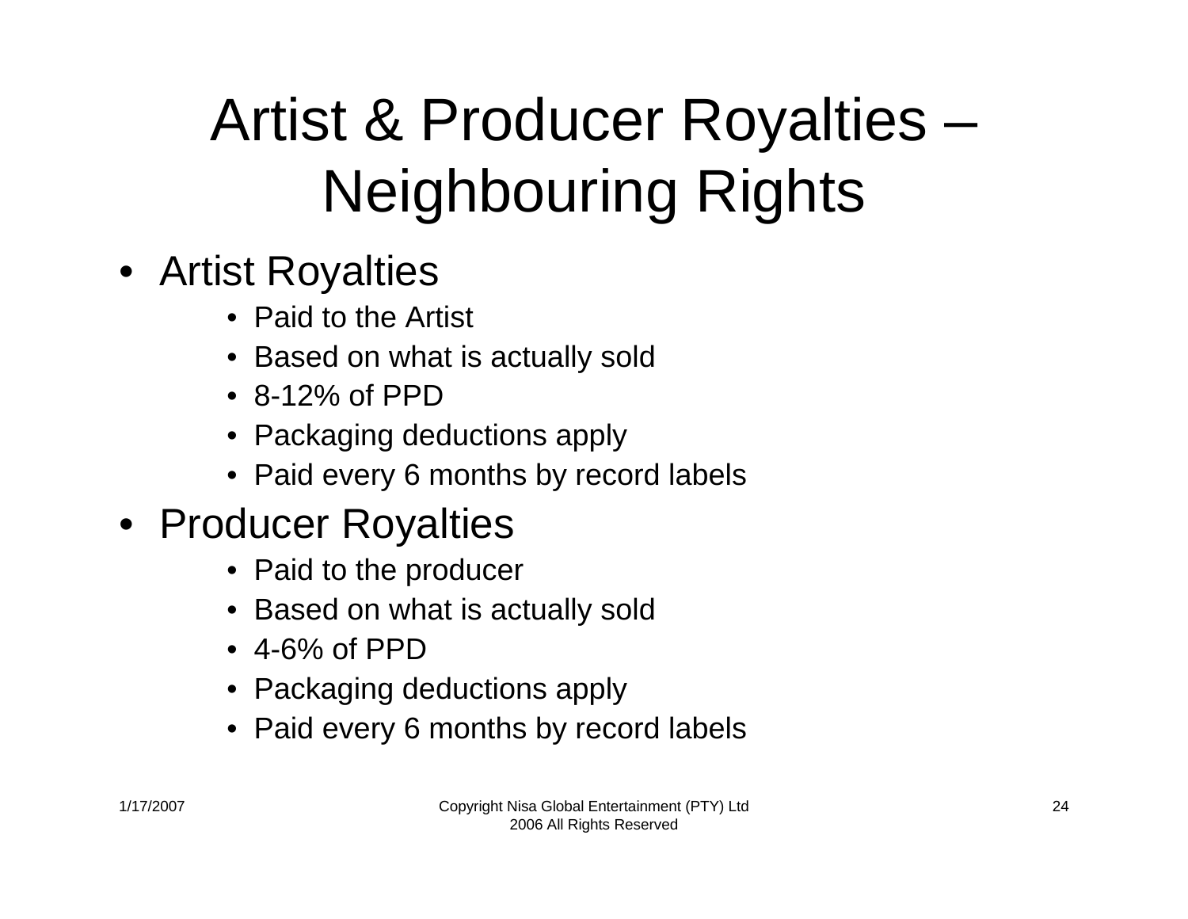# Artist & Producer Royalties – Neighbouring Rights

- Artist Royalties
  - Paid to the Artist
  - Based on what is actually sold
  - 8-12% of PPD
  - Packaging deductions apply
  - Paid every 6 months by record labels
- Producer Royalties
  - Paid to the producer
  - Based on what is actually sold
  - 4-6% of PPD
  - Packaging deductions apply
  - Paid every 6 months by record labels